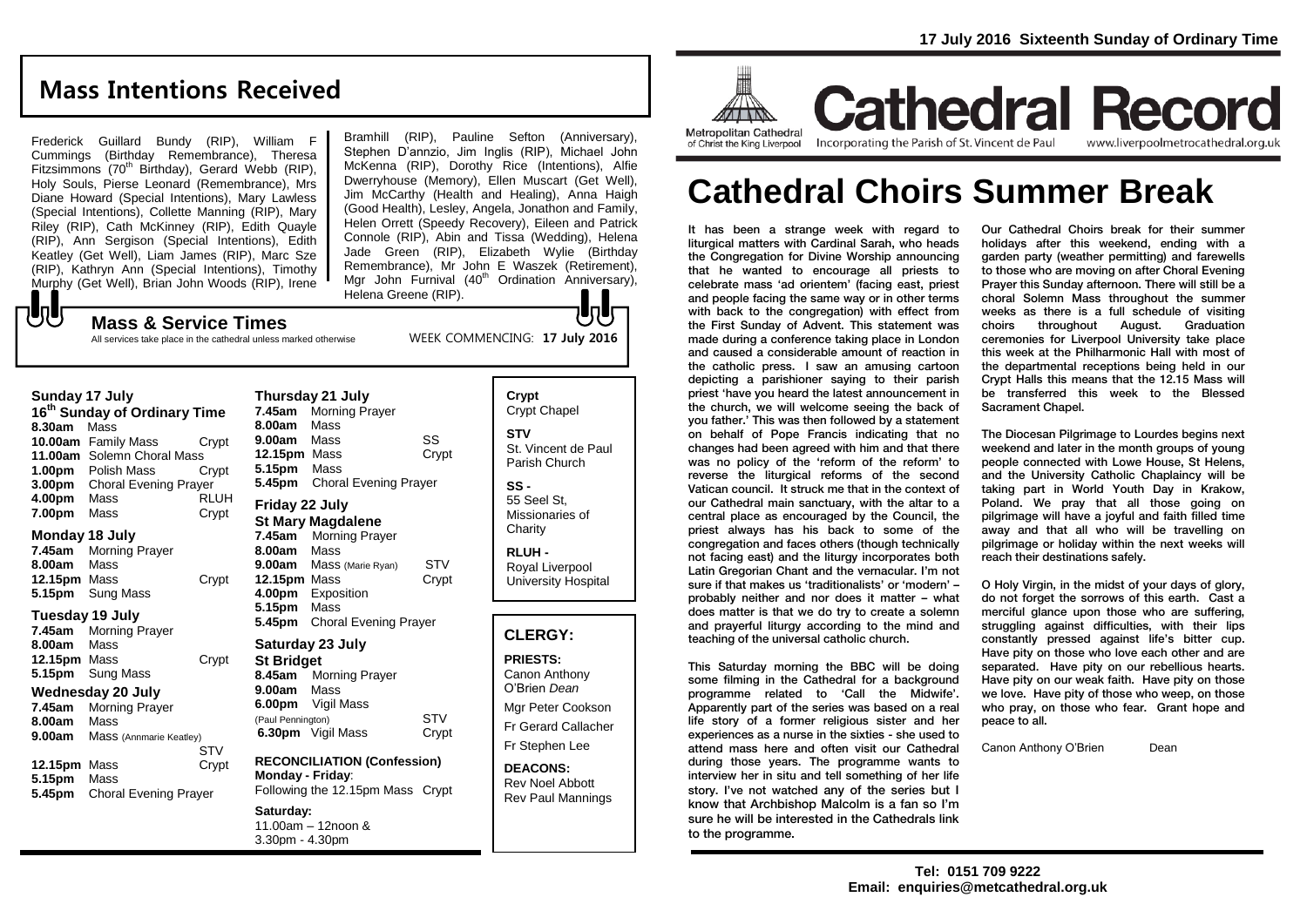# Mass Intentions Received

Frederick Guillard Bundy (RIP), William F Cummings (Birthday Remembrance), Theresa Fitzsimmons (70th Birthday), Gerard Webb (RIP), Holy Souls, Pierse Leonard (Remembrance), Mrs Diane Howard (Special Intentions), Mary Lawless (Special Intentions), Collette Manning (RIP), Mary Riley (RIP), Cath McKinney (RIP), Edith Quayle (RIP), Ann Sergison (Special Intentions), Edith Keatley (Get Well), Liam James (RIP), Marc Sze (RIP), Kathryn Ann (Special Intentions), Timothy Murphy (Get Well), Brian John Woods (RIP), Irene Bramhill (RIP), Pauline Sefton (Anniversary), Stephen D'annzio, Jim Inglis (RIP), Michael John McKenna (RIP), Dorothy Rice (Intentions), Alfie Dwerryhouse (Memory), Ellen Muscart (Get Well), Jim McCarthy (Health and Healing), Anna Haigh (Good Health), Lesley, Angela, Jonathon and Family, Helen Orrett (Speedy Recovery), Eileen and Patrick Connole (RIP), Abin and Tissa (Wedding), Helena Jade Green (RIP), Elizabeth Wylie (Birthday Remembrance), Mr John E Waszek (Retirement), Mgr John Furnival (40th Ordination Anniversary), Helena Greene (RIP).

## Mass & Service Times

All services take place in the cathedral unless marked otherwise

WEEK COMMENCING: **17 July 2016**

### Sunday 17 July
**16th Sunday of Ordinary Time**

**8.30am** Mass
**10.00am** Family Mass — Crypt
**11.00am** Solemn Choral Mass
**1.00pm** Polish Mass — Crypt
**3.00pm** Choral Evening Prayer
**4.00pm** Mass — RLUH
**7.00pm** Mass — Crypt

### Monday 18 July
**7.45am** Morning Prayer
**8.00am** Mass
**12.15pm** Mass — Crypt
**5.15pm** Sung Mass

### Tuesday 19 July
**7.45am** Morning Prayer
**8.00am** Mass
**12.15pm** Mass — Crypt
**5.15pm** Sung Mass

### Wednesday 20 July
**7.45am** Morning Prayer
**8.00am** Mass
**9.00am** Mass (Annmarie Keatley) — STV
**12.15pm** Mass — Crypt
**5.15pm** Mass
**5.45pm** Choral Evening Prayer

### Thursday 21 July
**7.45am** Morning Prayer
**8.00am** Mass
**9.00am** Mass — SS
**12.15pm** Mass — Crypt
**5.15pm** Mass
**5.45pm** Choral Evening Prayer

### Friday 22 July
**St Mary Magdalene**

**7.45am** Morning Prayer
**8.00am** Mass
**9.00am** Mass (Marie Ryan) — STV
**12.15pm** Mass — Crypt
**4.00pm** Exposition
**5.15pm** Mass
**5.45pm** Choral Evening Prayer

### Saturday 23 July
**St Bridget**

**8.45am** Morning Prayer
**9.00am** Mass
**6.00pm** Vigil Mass (Paul Pennington) — STV
**6.30pm** Vigil Mass — Crypt

**RECONCILIATION (Confession)**
**Monday - Friday**: Following the 12.15pm Mass Crypt

**Saturday:** 11.00am – 12noon & 3.30pm - 4.30pm

**Crypt**
Crypt Chapel

**STV**
St. Vincent de Paul Parish Church

**SS -**
55 Seel St, Missionaries of Charity

**RLUH -**
Royal Liverpool University Hospital

## CLERGY:

**PRIESTS:**
Canon Anthony O'Brien *Dean*
Mgr Peter Cookson
Fr Gerard Callacher
Fr Stephen Lee

**DEACONS:**
Rev Noel Abbott
Rev Paul Mannings

**17 July 2016 Sixteenth Sunday of Ordinary Time**

Metropolitan Cathedral of Christ the King Liverpool

# Cathedral Record

Incorporating the Parish of St. Vincent de Paul — www.liverpoolmetrocathedral.org.uk

# Cathedral Choirs Summer Break

It has been a strange week with regard to liturgical matters with Cardinal Sarah, who heads the Congregation for Divine Worship announcing that he wanted to encourage all priests to celebrate mass 'ad orientem' (facing east, priest and people facing the same way or in other terms with back to the congregation) with effect from the First Sunday of Advent. This statement was made during a conference taking place in London and caused a considerable amount of reaction in the catholic press. I saw an amusing cartoon depicting a parishioner saying to their parish priest 'have you heard the latest announcement in the church, we will welcome seeing the back of you father.' This was then followed by a statement on behalf of Pope Francis indicating that no changes had been agreed with him and that there was no policy of the 'reform of the reform' to reverse the liturgical reforms of the second Vatican council. It struck me that in the context of our Cathedral main sanctuary, with the altar to a central place as encouraged by the Council, the priest always has his back to some of the congregation and faces others (though technically not facing east) and the liturgy incorporates both Latin Gregorian Chant and the vernacular. I'm not sure if that makes us 'traditionalists' or 'modern' – probably neither and nor does it matter – what does matter is that we do try to create a solemn and prayerful liturgy according to the mind and teaching of the universal catholic church.

This Saturday morning the BBC will be doing some filming in the Cathedral for a background programme related to 'Call the Midwife'. Apparently part of the series was based on a real life story of a former religious sister and her experiences as a nurse in the sixties - she used to attend mass here and often visit our Cathedral during those years. The programme wants to interview her in situ and tell something of her life story. I've not watched any of the series but I know that Archbishop Malcolm is a fan so I'm sure he will be interested in the Cathedrals link to the programme.

Our Cathedral Choirs break for their summer holidays after this weekend, ending with a garden party (weather permitting) and farewells to those who are moving on after Choral Evening Prayer this Sunday afternoon. There will still be a choral Solemn Mass throughout the summer weeks as there is a full schedule of visiting choirs throughout August. Graduation ceremonies for Liverpool University take place this week at the Philharmonic Hall with most of the departmental receptions being held in our Crypt Halls this means that the 12.15 Mass will be transferred this week to the Blessed Sacrament Chapel.

The Diocesan Pilgrimage to Lourdes begins next weekend and later in the month groups of young people connected with Lowe House, St Helens, and the University Catholic Chaplaincy will be taking part in World Youth Day in Krakow, Poland. We pray that all those going on pilgrimage will have a joyful and faith filled time away and that all who will be travelling on pilgrimage or holiday within the next weeks will reach their destinations safely.

O Holy Virgin, in the midst of your days of glory, do not forget the sorrows of this earth. Cast a merciful glance upon those who are suffering, struggling against difficulties, with their lips constantly pressed against life's bitter cup. Have pity on those who love each other and are separated. Have pity on our rebellious hearts. Have pity on our weak faith. Have pity on those we love. Have pity of those who weep, on those who pray, on those who fear. Grant hope and peace to all.

Canon Anthony O'Brien — Dean

**Tel: 0151 709 9222**
**Email: enquiries@metcathedral.org.uk**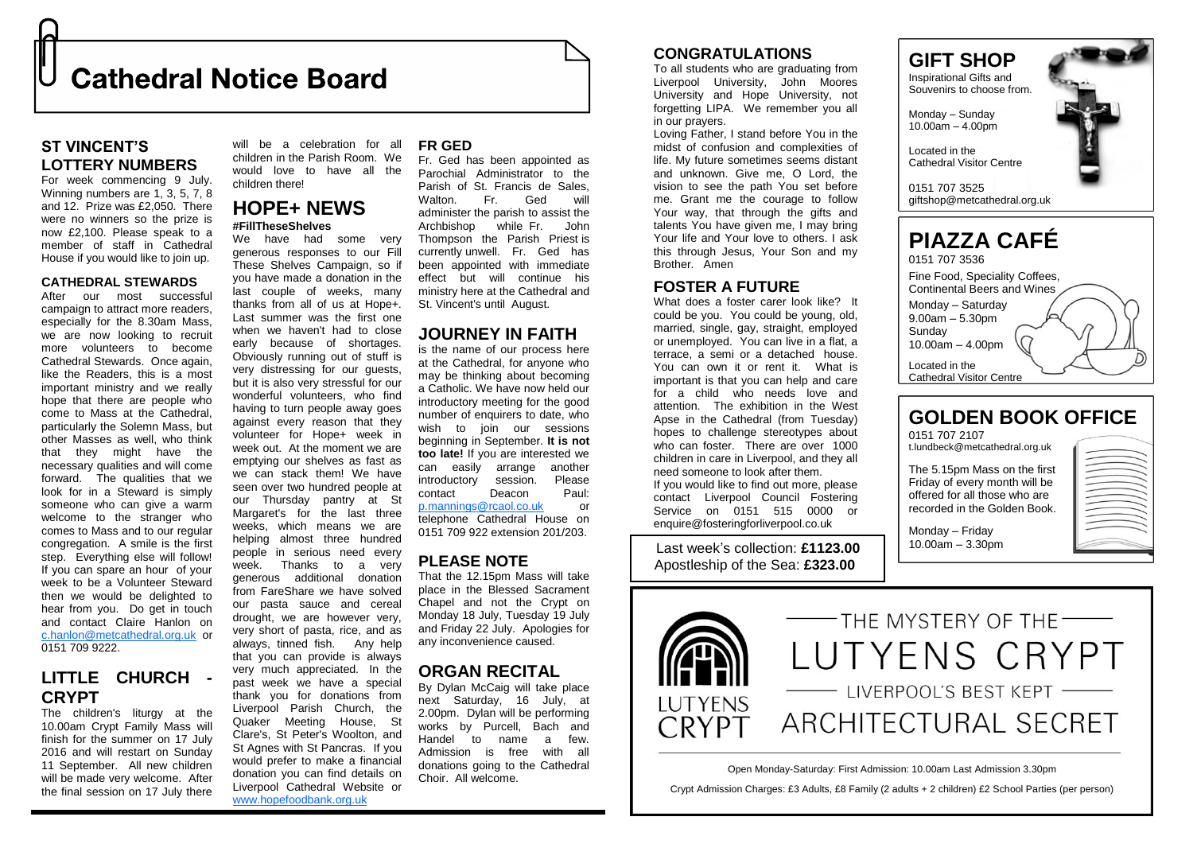# Cathedral Notice Board

## ST VINCENT'S LOTTERY NUMBERS

For week commencing 9 July. Winning numbers are 1, 3, 5, 7, 8 and 12. Prize was £2,050. There were no winners so the prize is now £2,100. Please speak to a member of staff in Cathedral House if you would like to join up.

### CATHEDRAL STEWARDS

After our most successful campaign to attract more readers, especially for the 8.30am Mass, we are now looking to recruit more volunteers to become Cathedral Stewards. Once again, like the Readers, this is a most important ministry and we really hope that there are people who come to Mass at the Cathedral, particularly the Solemn Mass, but other Masses as well, who think that they might have the necessary qualities and will come forward. The qualities that we look for in a Steward is simply someone who can give a warm welcome to the stranger who comes to Mass and to our regular congregation. A smile is the first step. Everything else will follow! If you can spare an hour of your week to be a Volunteer Steward then we would be delighted to hear from you. Do get in touch and contact Claire Hanlon on c.hanlon@metcathedral.org.uk or 0151 709 9222.

## LITTLE CHURCH - CRYPT

The children's liturgy at the 10.00am Crypt Family Mass will finish for the summer on 17 July 2016 and will restart on Sunday 11 September. All new children will be made very welcome. After the final session on 17 July there will be a celebration for all children in the Parish Room. We would love to have all the children there!

## HOPE+ NEWS

**#FillTheseShelves**

We have had some very generous responses to our Fill These Shelves Campaign, so if you have made a donation in the last couple of weeks, many thanks from all of us at Hope+. Last summer was the first one when we haven't had to close early because of shortages. Obviously running out of stuff is very distressing for our guests, but it is also very stressful for our wonderful volunteers, who find having to turn people away goes against every reason that they volunteer for Hope+ week in week out. At the moment we are emptying our shelves as fast as we can stack them! We have seen over two hundred people at our Thursday pantry at St Margaret's for the last three weeks, which means we are helping almost three hundred people in serious need every week. Thanks to a very generous additional donation from FareShare we have solved our pasta sauce and cereal drought, we are however very, very short of pasta, rice, and as always, tinned fish. Any help that you can provide is always very much appreciated. In the past week we have a special thank you for donations from Liverpool Parish Church, the Quaker Meeting House, St Clare's, St Peter's Woolton, and St Agnes with St Pancras. If you would prefer to make a financial donation you can find details on Liverpool Cathedral Website or www.hopefoodbank.org.uk

## FR GED

Fr. Ged has been appointed as Parochial Administrator to the Parish of St. Francis de Sales, Walton. Fr. Ged will administer the parish to assist the Archbishop while Fr. John Thompson the Parish Priest is currently unwell. Fr. Ged has been appointed with immediate effect but will continue his ministry here at the Cathedral and St. Vincent's until August.

## JOURNEY IN FAITH

is the name of our process here at the Cathedral, for anyone who may be thinking about becoming a Catholic. We have now held our introductory meeting for the good number of enquirers to date, who wish to join our sessions beginning in September. **It is not too late!** If you are interested we can easily arrange another introductory session. Please contact Deacon Paul: p.mannings@rcaol.co.uk or telephone Cathedral House on 0151 709 922 extension 201/203.

## PLEASE NOTE

That the 12.15pm Mass will take place in the Blessed Sacrament Chapel and not the Crypt on Monday 18 July, Tuesday 19 July and Friday 22 July. Apologies for any inconvenience caused.

## ORGAN RECITAL

By Dylan McCaig will take place next Saturday, 16 July, at 2.00pm. Dylan will be performing works by Purcell, Bach and Handel to name a few. Admission is free with all donations going to the Cathedral Choir. All welcome.

## CONGRATULATIONS

To all students who are graduating from Liverpool University, John Moores University and Hope University, not forgetting LIPA. We remember you all in our prayers.

Loving Father, I stand before You in the midst of confusion and complexities of life. My future sometimes seems distant and unknown. Give me, O Lord, the vision to see the path You set before me. Grant me the courage to follow Your way, that through the gifts and talents You have given me, I may bring Your life and Your love to others. I ask this through Jesus, Your Son and my Brother. Amen

## FOSTER A FUTURE

What does a foster carer look like? It could be you. You could be young, old, married, single, gay, straight, employed or unemployed. You can live in a flat, a terrace, a semi or a detached house. You can own it or rent it. What is important is that you can help and care for a child who needs love and attention. The exhibition in the West Apse in the Cathedral (from Tuesday) hopes to challenge stereotypes about who can foster. There are over 1000 children in care in Liverpool, and they all need someone to look after them.

If you would like to find out more, please contact Liverpool Council Fostering Service on 0151 515 0000 or enquire@fosteringforliverpool.co.uk

Last week's collection: **£1123.00**
Apostleship of the Sea: **£323.00**

## GIFT SHOP

Inspirational Gifts and Souvenirs to choose from.

Monday – Sunday
10.00am – 4.00pm

Located in the Cathedral Visitor Centre

0151 707 3525
giftshop@metcathedral.org.uk

## PIAZZA CAFÉ

0151 707 3536

Fine Food, Speciality Coffees, Continental Beers and Wines

Monday – Saturday
9.00am – 5.30pm
Sunday
10.00am – 4.00pm

Located in the Cathedral Visitor Centre

## GOLDEN BOOK OFFICE

0151 707 2107
t.lundbeck@metcathedral.org.uk

The 5.15pm Mass on the first Friday of every month will be offered for all those who are recorded in the Golden Book.

Monday – Friday
10.00am – 3.30pm

## THE MYSTERY OF THE LUTYENS CRYPT – LIVERPOOL'S BEST KEPT ARCHITECTURAL SECRET

Open Monday-Saturday: First Admission: 10.00am Last Admission 3.30pm

Crypt Admission Charges: £3 Adults, £8 Family (2 adults + 2 children) £2 School Parties (per person)